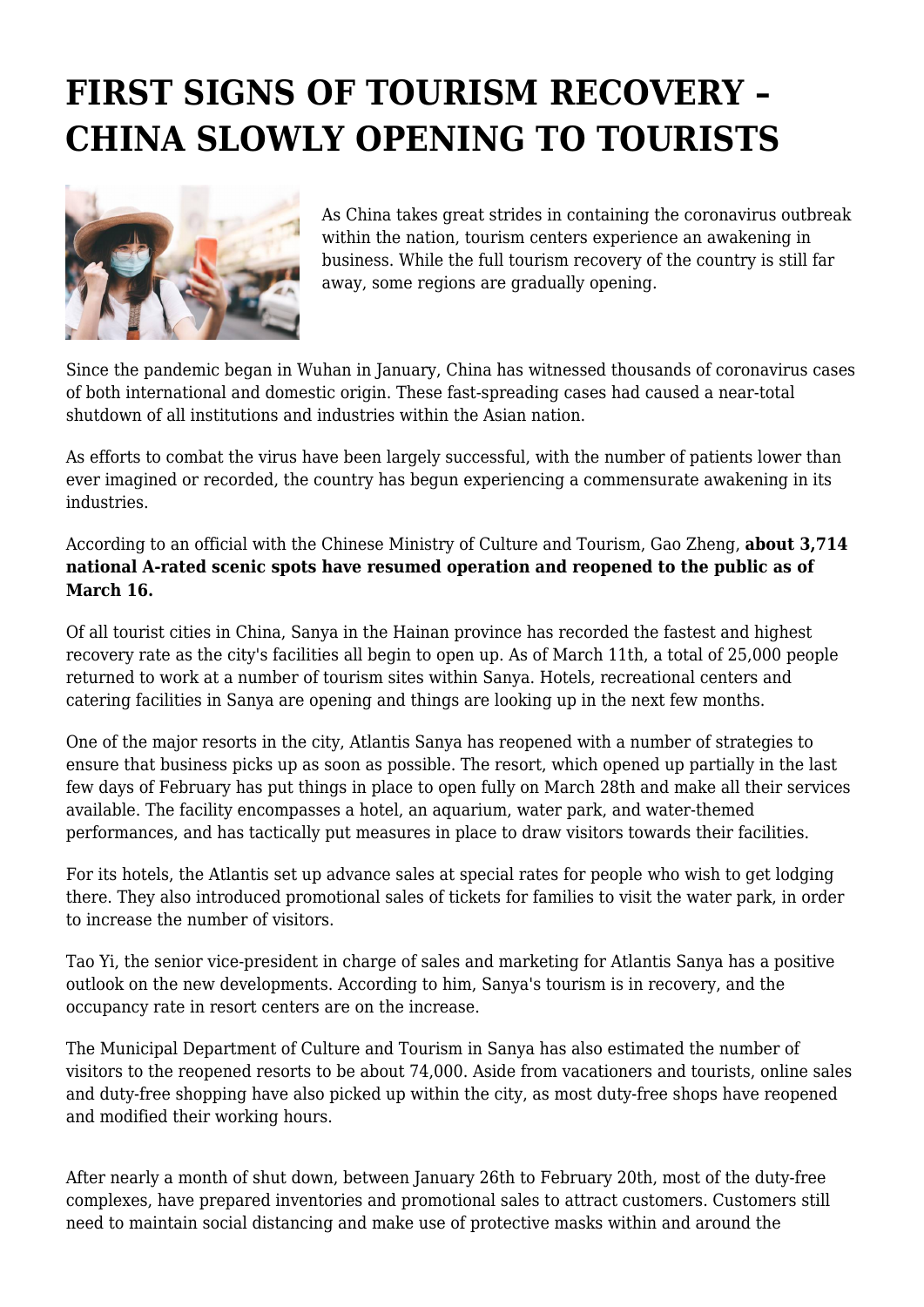# FIRST SIGNS OF TOURISM RECOVERY – CHINA SLOWLY OPENING TO TOURISTS

As China takes great strides in containing the coronavirus outbreak within the nation, tourism centers experience an awakening in business. While the full tourism recovery of the country is still far away, some regions are gradually opening.

Since the pandemic began in Wuhan in January, China has witnessed thousands of coronavirus cases of both international and domestic origin. These fast-spreading cases had caused a near-total shutdown of all institutions and industries within the Asian nation.

As efforts to combat the virus have been largely successful, with the number of patients lower than ever imagined or recorded, the country has begun experiencing a commensurate awakening in its industries.

According to an official with the Chinese Ministry of Culture and Tourism, Gao Zheng, **about 3,714 national A-rated scenic spots have resumed operation and reopened to the public as of March 16.**

Of all tourist cities in China, Sanya in the Hainan province has recorded the fastest and highest recovery rate as the city's facilities all begin to open up. As of March 11th, a total of 25,000 people returned to work at a number of tourism sites within Sanya. Hotels, recreational centers and catering facilities in Sanya are opening and things are looking up in the next few months.

One of the major resorts in the city, Atlantis Sanya has reopened with a number of strategies to ensure that business picks up as soon as possible. The resort, which opened up partially in the last few days of February has put things in place to open fully on March 28th and make all their services available. The facility encompasses a hotel, an aquarium, water park, and water-themed performances, and has tactically put measures in place to draw visitors towards their facilities.

For its hotels, the Atlantis set up advance sales at special rates for people who wish to get lodging there. They also introduced promotional sales of tickets for families to visit the water park, in order to increase the number of visitors.

Tao Yi, the senior vice-president in charge of sales and marketing for Atlantis Sanya has a positive outlook on the new developments. According to him, Sanya's tourism is in recovery, and the occupancy rate in resort centers are on the increase.

The Municipal Department of Culture and Tourism in Sanya has also estimated the number of visitors to the reopened resorts to be about 74,000. Aside from vacationers and tourists, online sales and duty-free shopping have also picked up within the city, as most duty-free shops have reopened and modified their working hours.

After nearly a month of shut down, between January 26th to February 20th, most of the duty-free complexes, have prepared inventories and promotional sales to attract customers. Customers still need to maintain social distancing and make use of protective masks within and around the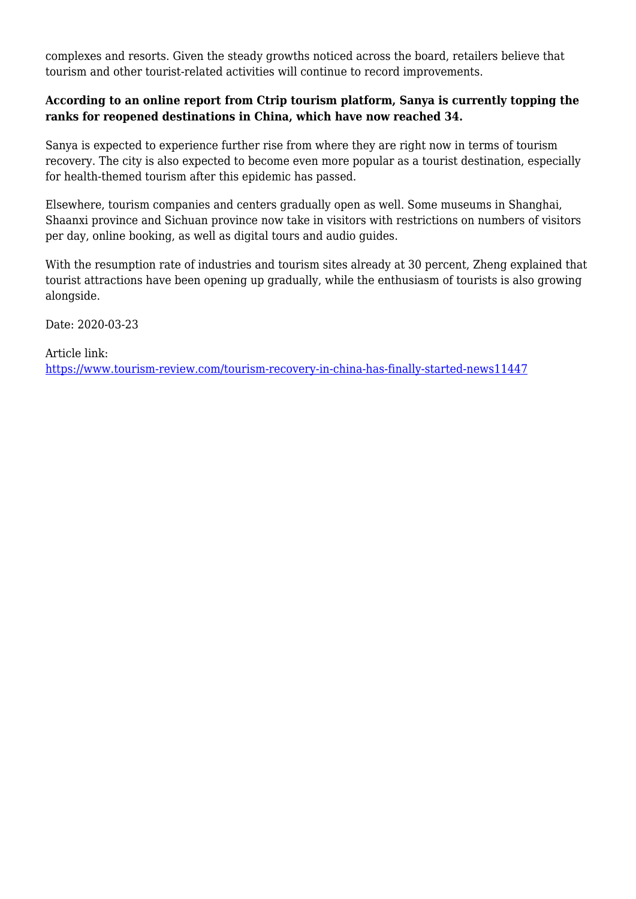complexes and resorts. Given the steady growths noticed across the board, retailers believe that tourism and other tourist-related activities will continue to record improvements.

**According to an online report from Ctrip tourism platform, Sanya is currently topping the ranks for reopened destinations in China, which have now reached 34.**

Sanya is expected to experience further rise from where they are right now in terms of tourism recovery. The city is also expected to become even more popular as a tourist destination, especially for health-themed tourism after this epidemic has passed.

Elsewhere, tourism companies and centers gradually open as well. Some museums in Shanghai, Shaanxi province and Sichuan province now take in visitors with restrictions on numbers of visitors per day, online booking, as well as digital tours and audio guides.

With the resumption rate of industries and tourism sites already at 30 percent, Zheng explained that tourist attractions have been opening up gradually, while the enthusiasm of tourists is also growing alongside.

Date: 2020-03-23

Article link:
[https://www.tourism-review.com/tourism-recovery-in-china-has-finally-started-news11447](https://www.tourism-review.com/tourism-recovery-in-china-has-finally-started-news11447)